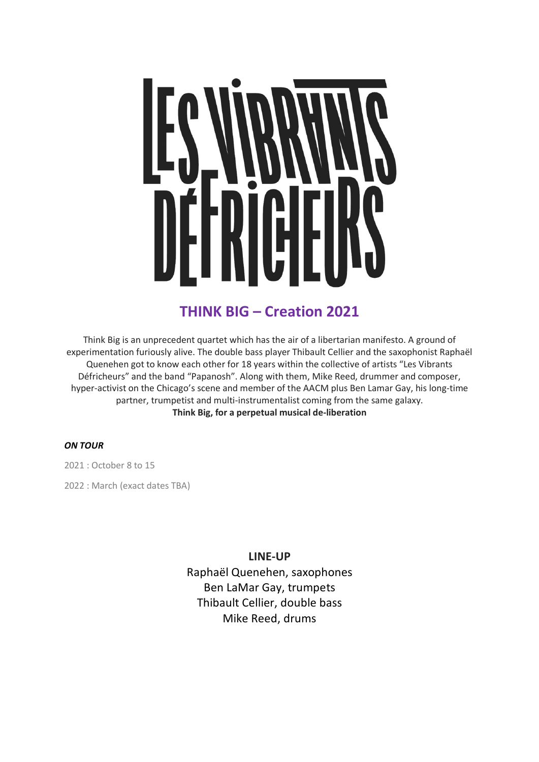# LES VIBRANTS DÉFRICHEURS

## THINK BIG – Creation 2021

Think Big is an unprecedent quartet which has the air of a libertarian manifesto. A ground of experimentation furiously alive. The double bass player Thibault Cellier and the saxophonist Raphaël Quenehen got to know each other for 18 years within the collective of artists "Les Vibrants Défricheurs" and the band "Papanosh". Along with them, Mike Reed, drummer and composer, hyper-activist on the Chicago's scene and member of the AACM plus Ben Lamar Gay, his long-time partner, trumpetist and multi-instrumentalist coming from the same galaxy.
**Think Big, for a perpetual musical de-liberation**

***ON TOUR***

2021 : October 8 to 15

2022 : March (exact dates TBA)

**LINE-UP**

Raphaël Quenehen, saxophones
Ben LaMar Gay, trumpets
Thibault Cellier, double bass
Mike Reed, drums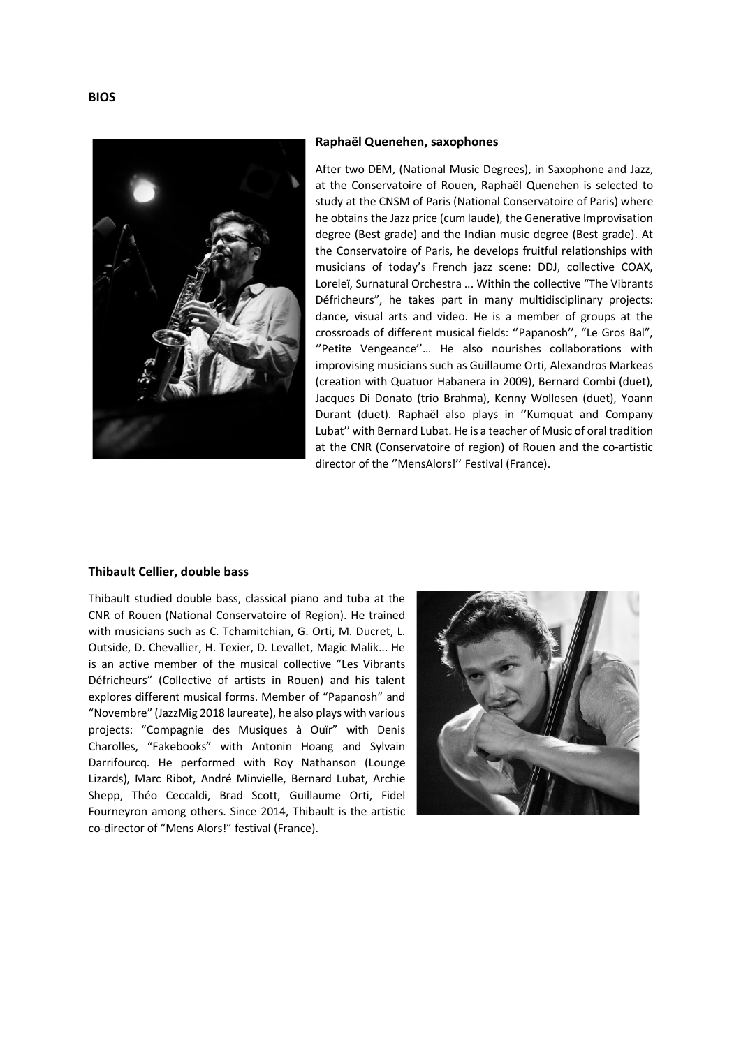**BIOS**

**Raphaël Quenehen, saxophones**

After two DEM, (National Music Degrees), in Saxophone and Jazz, at the Conservatoire of Rouen, Raphaël Quenehen is selected to study at the CNSM of Paris (National Conservatoire of Paris) where he obtains the Jazz price (cum laude), the Generative Improvisation degree (Best grade) and the Indian music degree (Best grade). At the Conservatoire of Paris, he develops fruitful relationships with musicians of today's French jazz scene: DDJ, collective COAX, Loreleï, Surnatural Orchestra ... Within the collective "The Vibrants Défricheurs", he takes part in many multidisciplinary projects: dance, visual arts and video. He is a member of groups at the crossroads of different musical fields: ''Papanosh'', "Le Gros Bal", ''Petite Vengeance''… He also nourishes collaborations with improvising musicians such as Guillaume Orti, Alexandros Markeas (creation with Quatuor Habanera in 2009), Bernard Combi (duet), Jacques Di Donato (trio Brahma), Kenny Wollesen (duet), Yoann Durant (duet). Raphaël also plays in ''Kumquat and Company Lubat'' with Bernard Lubat. He is a teacher of Music of oral tradition at the CNR (Conservatoire of region) of Rouen and the co-artistic director of the ''MensAlors!'' Festival (France).

**Thibault Cellier, double bass**

Thibault studied double bass, classical piano and tuba at the CNR of Rouen (National Conservatoire of Region). He trained with musicians such as C. Tchamitchian, G. Orti, M. Ducret, L. Outside, D. Chevallier, H. Texier, D. Levallet, Magic Malik... He is an active member of the musical collective "Les Vibrants Défricheurs" (Collective of artists in Rouen) and his talent explores different musical forms. Member of "Papanosh" and "Novembre" (JazzMig 2018 laureate), he also plays with various projects: "Compagnie des Musiques à Ouïr" with Denis Charolles, "Fakebooks" with Antonin Hoang and Sylvain Darrifourcq. He performed with Roy Nathanson (Lounge Lizards), Marc Ribot, André Minvielle, Bernard Lubat, Archie Shepp, Théo Ceccaldi, Brad Scott, Guillaume Orti, Fidel Fourneyron among others. Since 2014, Thibault is the artistic co-director of "Mens Alors!" festival (France).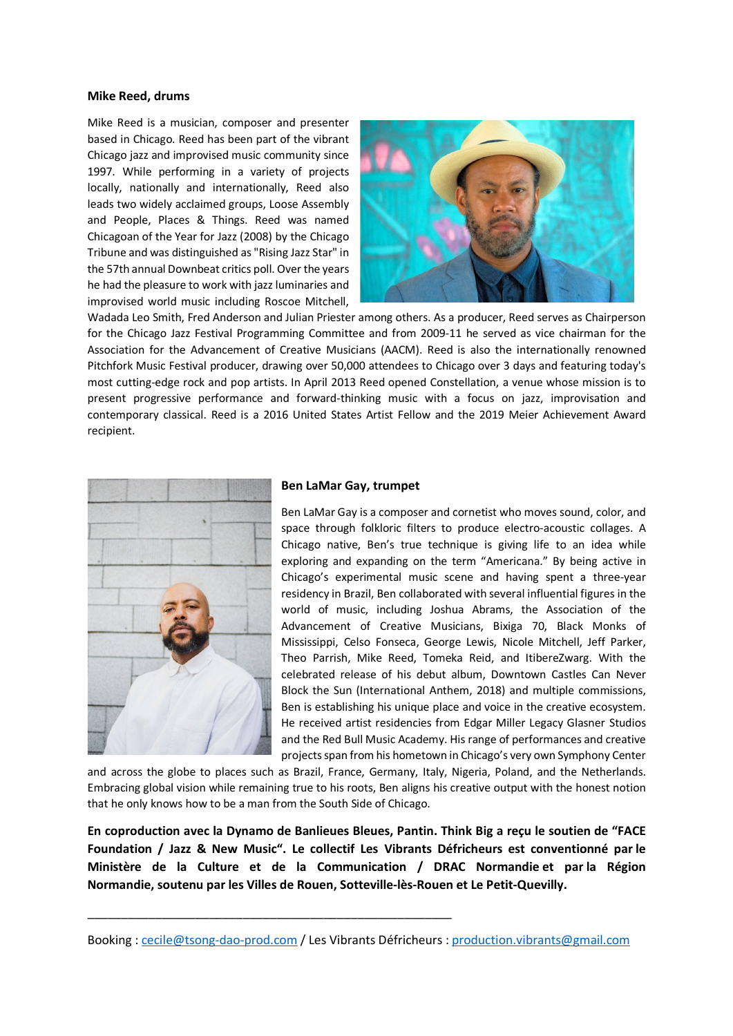**Mike Reed, drums**

Mike Reed is a musician, composer and presenter based in Chicago. Reed has been part of the vibrant Chicago jazz and improvised music community since 1997. While performing in a variety of projects locally, nationally and internationally, Reed also leads two widely acclaimed groups, Loose Assembly and People, Places & Things. Reed was named Chicagoan of the Year for Jazz (2008) by the Chicago Tribune and was distinguished as "Rising Jazz Star" in the 57th annual Downbeat critics poll. Over the years he had the pleasure to work with jazz luminaries and improvised world music including Roscoe Mitchell, Wadada Leo Smith, Fred Anderson and Julian Priester among others. As a producer, Reed serves as Chairperson for the Chicago Jazz Festival Programming Committee and from 2009-11 he served as vice chairman for the Association for the Advancement of Creative Musicians (AACM). Reed is also the internationally renowned Pitchfork Music Festival producer, drawing over 50,000 attendees to Chicago over 3 days and featuring today's most cutting-edge rock and pop artists. In April 2013 Reed opened Constellation, a venue whose mission is to present progressive performance and forward-thinking music with a focus on jazz, improvisation and contemporary classical. Reed is a 2016 United States Artist Fellow and the 2019 Meier Achievement Award recipient.

**Ben LaMar Gay, trumpet**

Ben LaMar Gay is a composer and cornetist who moves sound, color, and space through folkloric filters to produce electro-acoustic collages. A Chicago native, Ben's true technique is giving life to an idea while exploring and expanding on the term "Americana." By being active in Chicago's experimental music scene and having spent a three-year residency in Brazil, Ben collaborated with several influential figures in the world of music, including Joshua Abrams, the Association of the Advancement of Creative Musicians, Bixiga 70, Black Monks of Mississippi, Celso Fonseca, George Lewis, Nicole Mitchell, Jeff Parker, Theo Parrish, Mike Reed, Tomeka Reid, and ItibereZwarg. With the celebrated release of his debut album, Downtown Castles Can Never Block the Sun (International Anthem, 2018) and multiple commissions, Ben is establishing his unique place and voice in the creative ecosystem. He received artist residencies from Edgar Miller Legacy Glasner Studios and the Red Bull Music Academy. His range of performances and creative projects span from his hometown in Chicago's very own Symphony Center and across the globe to places such as Brazil, France, Germany, Italy, Nigeria, Poland, and the Netherlands. Embracing global vision while remaining true to his roots, Ben aligns his creative output with the honest notion that he only knows how to be a man from the South Side of Chicago.

**En coproduction avec la Dynamo de Banlieues Bleues, Pantin. Think Big a reçu le soutien de "FACE Foundation / Jazz & New Music". Le collectif Les Vibrants Défricheurs est conventionné par le Ministère de la Culture et de la Communication / DRAC Normandie et par la Région Normandie, soutenu par les Villes de Rouen, Sotteville-lès-Rouen et Le Petit-Quevilly.**

---

Booking : cecile@tsong-dao-prod.com / Les Vibrants Défricheurs : production.vibrants@gmail.com